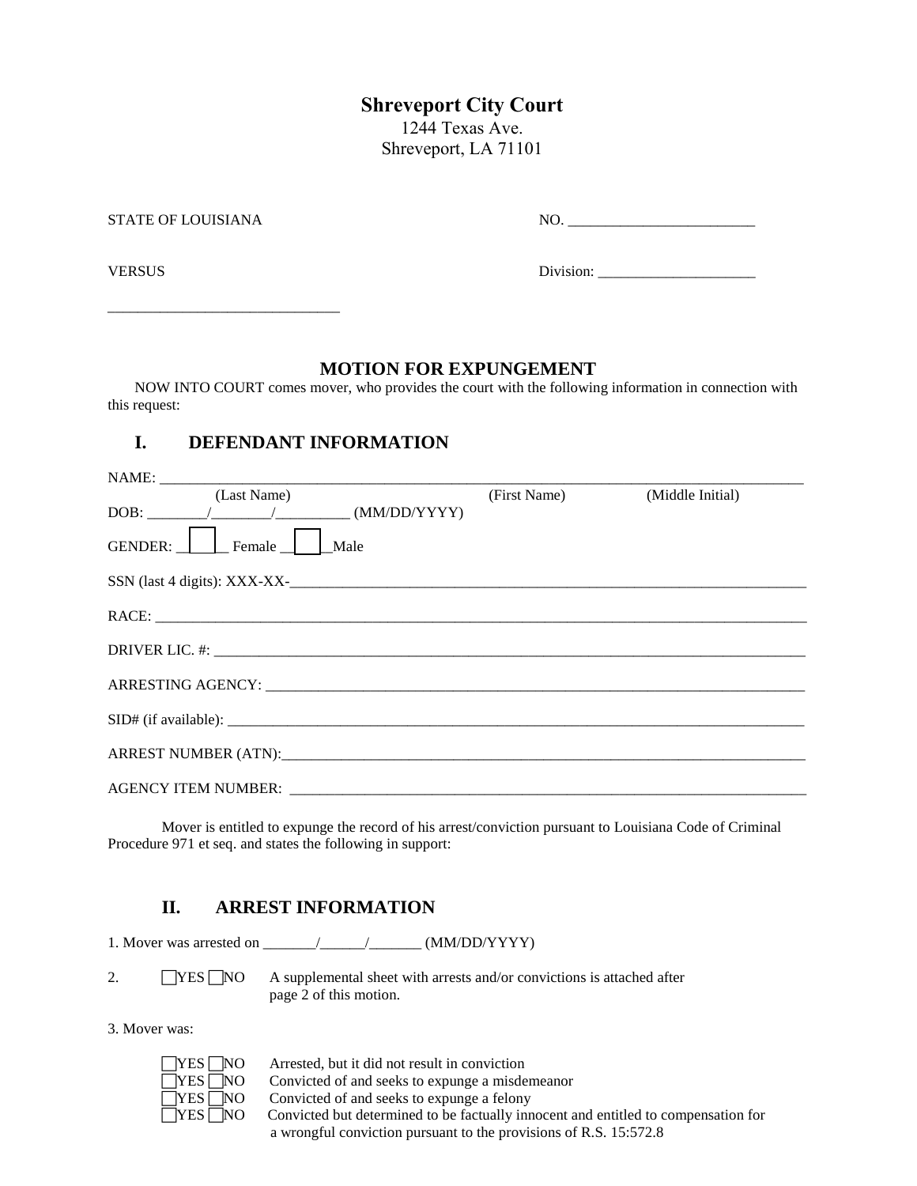**Shreveport City Court**
1244 Texas Ave.
Shreveport, LA 71101

STATE OF LOUISIANA NO. _________________________

VERSUS Division: _____________________

_______________________________

# MOTION FOR EXPUNGEMENT

NOW INTO COURT comes mover, who provides the court with the following information in connection with this request:

## I. DEFENDANT INFORMATION

NAME: ___________________________________________________________________________
(Last Name) (First Name) (Middle Initial)

DOB: ________/________/__________ (MM/DD/YYYY)

GENDER: ☐ Female ☐ Male

SSN (last 4 digits): XXX-XX-________________________________________________________

RACE: ____________________________________________________________________________

DRIVER LIC. #: ____________________________________________________________________

ARRESTING AGENCY: ________________________________________________________________

SID# (if available): _________________________________________________________________

ARREST NUMBER (ATN):______________________________________________________________

AGENCY ITEM NUMBER: ______________________________________________________________

Mover is entitled to expunge the record of his arrest/conviction pursuant to Louisiana Code of Criminal Procedure 971 et seq. and states the following in support:

## II. ARREST INFORMATION

1. Mover was arrested on _______/______/_______ (MM/DD/YYYY)

2. ☐YES ☐NO A supplemental sheet with arrests and/or convictions is attached after page 2 of this motion.

3. Mover was:

☐YES ☐NO Arrested, but it did not result in conviction
☐YES ☐NO Convicted of and seeks to expunge a misdemeanor
☐YES ☐NO Convicted of and seeks to expunge a felony
☐YES ☐NO Convicted but determined to be factually innocent and entitled to compensation for a wrongful conviction pursuant to the provisions of R.S. 15:572.8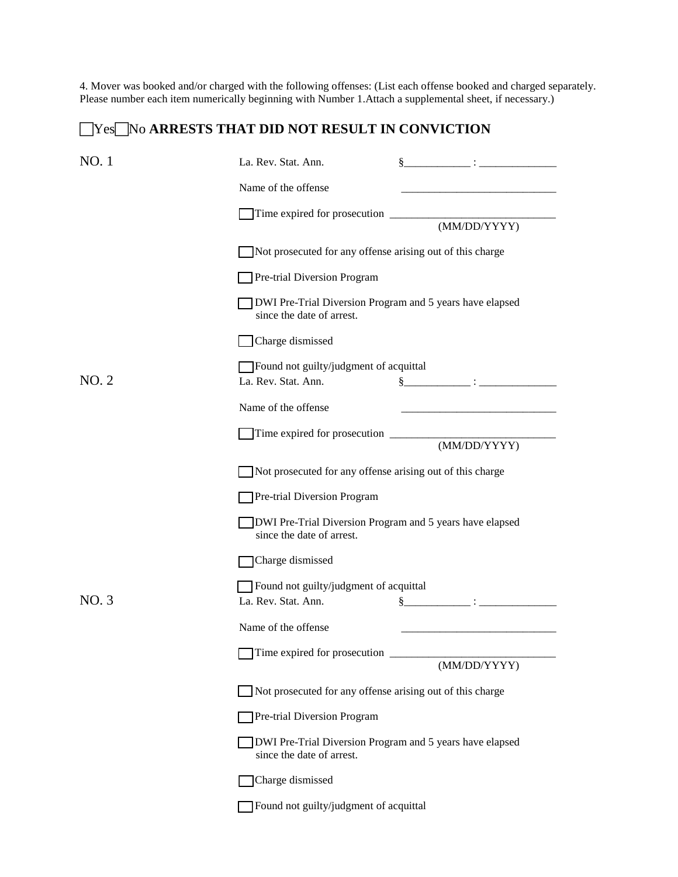4. Mover was booked and/or charged with the following offenses: (List each offense booked and charged separately. Please number each item numerically beginning with Number 1.Attach a supplemental sheet, if necessary.)

☐Yes☐No **ARRESTS THAT DID NOT RESULT IN CONVICTION**

NO. 1

La. Rev. Stat. Ann. §____________ : ______________

Name of the offense ____________________________

☐ Time expired for prosecution ____________________________
(MM/DD/YYYY)

☐ Not prosecuted for any offense arising out of this charge

☐ Pre-trial Diversion Program

☐ DWI Pre-Trial Diversion Program and 5 years have elapsed since the date of arrest.

☐ Charge dismissed

☐ Found not guilty/judgment of acquittal

NO. 2

La. Rev. Stat. Ann. §____________ : ______________

Name of the offense ____________________________

☐ Time expired for prosecution ____________________________
(MM/DD/YYYY)

☐ Not prosecuted for any offense arising out of this charge

☐ Pre-trial Diversion Program

☐ DWI Pre-Trial Diversion Program and 5 years have elapsed since the date of arrest.

☐ Charge dismissed

☐ Found not guilty/judgment of acquittal

NO. 3

La. Rev. Stat. Ann. §____________ : ______________

Name of the offense ____________________________

☐ Time expired for prosecution ____________________________
(MM/DD/YYYY)

☐ Not prosecuted for any offense arising out of this charge

☐ Pre-trial Diversion Program

☐ DWI Pre-Trial Diversion Program and 5 years have elapsed since the date of arrest.

☐ Charge dismissed

☐ Found not guilty/judgment of acquittal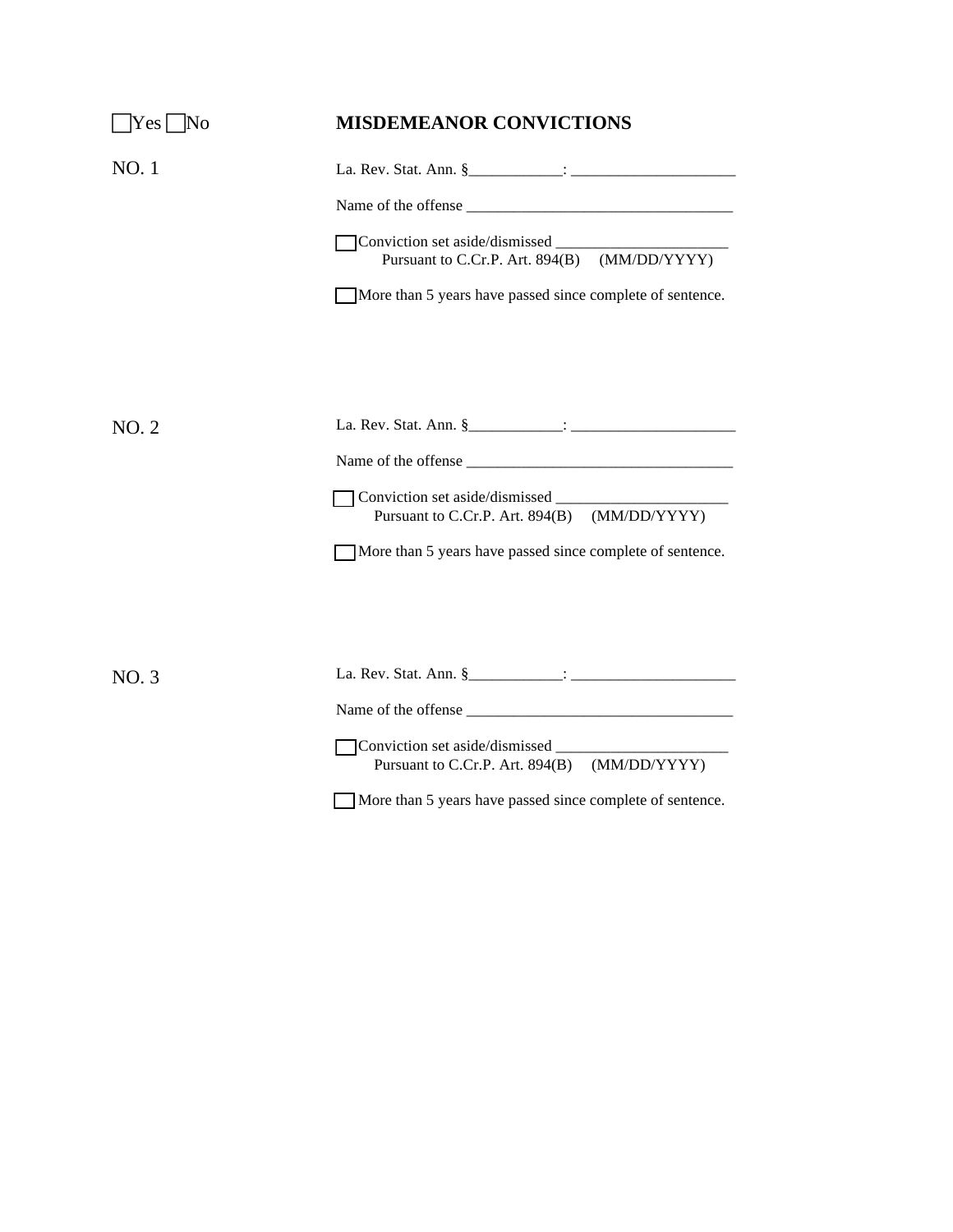☐ Yes ☐ No **MISDEMEANOR CONVICTIONS**

NO. 1

La. Rev. Stat. Ann. §____________: _____________________

Name of the offense ___________________________________

☐ Conviction set aside/dismissed ______________________
Pursuant to C.Cr.P. Art. 894(B) (MM/DD/YYYY)

☐ More than 5 years have passed since complete of sentence.

NO. 2

La. Rev. Stat. Ann. §____________: _____________________

Name of the offense ___________________________________

☐ Conviction set aside/dismissed ______________________
Pursuant to C.Cr.P. Art. 894(B) (MM/DD/YYYY)

☐ More than 5 years have passed since complete of sentence.

NO. 3

La. Rev. Stat. Ann. §____________: _____________________

Name of the offense ___________________________________

☐ Conviction set aside/dismissed ______________________
Pursuant to C.Cr.P. Art. 894(B) (MM/DD/YYYY)

☐ More than 5 years have passed since complete of sentence.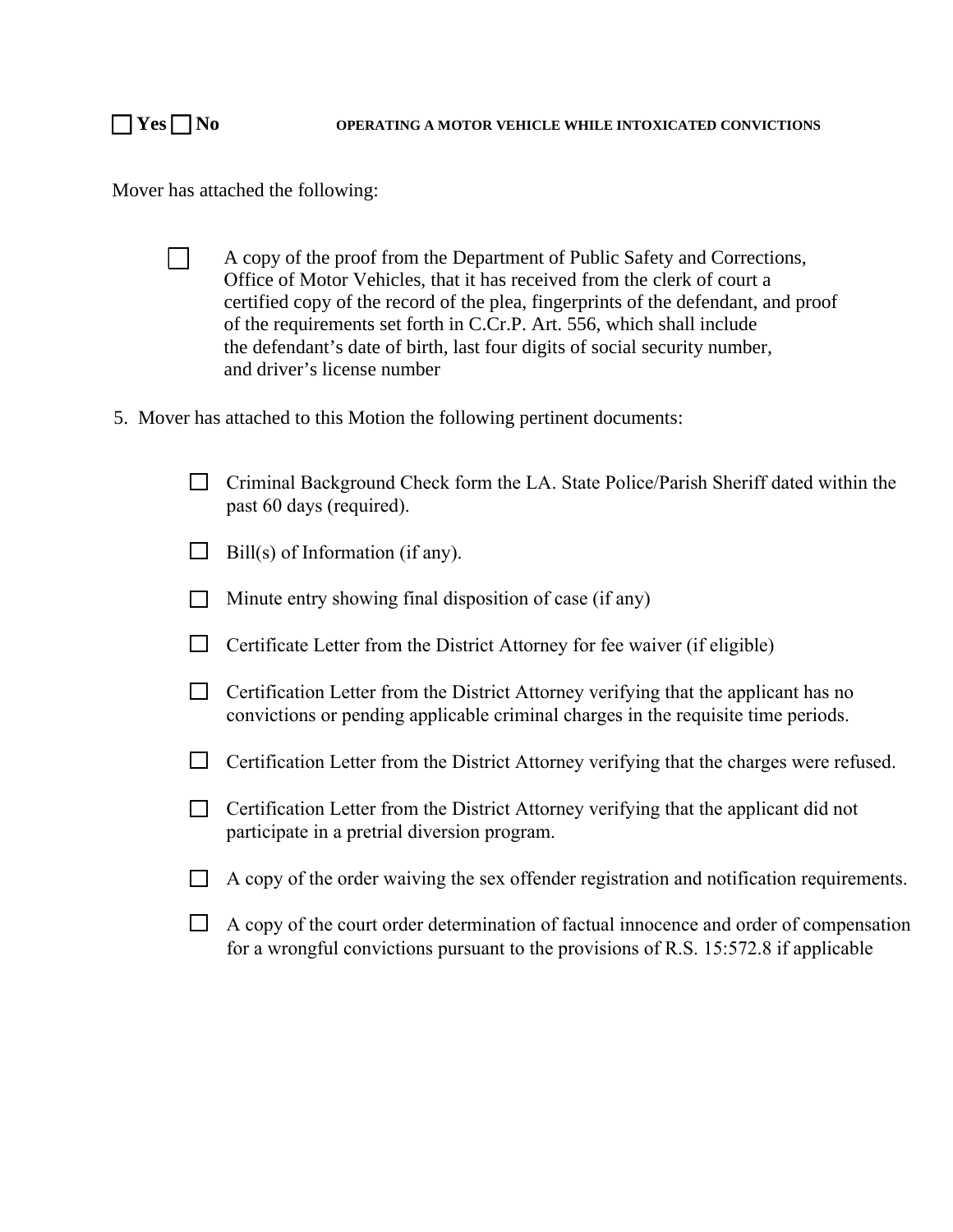☐ **Yes** ☐ **No** **OPERATING A MOTOR VEHICLE WHILE INTOXICATED CONVICTIONS**

Mover has attached the following:

- ☐ A copy of the proof from the Department of Public Safety and Corrections, Office of Motor Vehicles, that it has received from the clerk of court a certified copy of the record of the plea, fingerprints of the defendant, and proof of the requirements set forth in C.Cr.P. Art. 556, which shall include the defendant's date of birth, last four digits of social security number, and driver's license number

5. Mover has attached to this Motion the following pertinent documents:

- ☐ Criminal Background Check form the LA. State Police/Parish Sheriff dated within the past 60 days (required).
- ☐ Bill(s) of Information (if any).
- ☐ Minute entry showing final disposition of case (if any)
- ☐ Certificate Letter from the District Attorney for fee waiver (if eligible)
- ☐ Certification Letter from the District Attorney verifying that the applicant has no convictions or pending applicable criminal charges in the requisite time periods.
- ☐ Certification Letter from the District Attorney verifying that the charges were refused.
- ☐ Certification Letter from the District Attorney verifying that the applicant did not participate in a pretrial diversion program.
- ☐ A copy of the order waiving the sex offender registration and notification requirements.
- ☐ A copy of the court order determination of factual innocence and order of compensation for a wrongful convictions pursuant to the provisions of R.S. 15:572.8 if applicable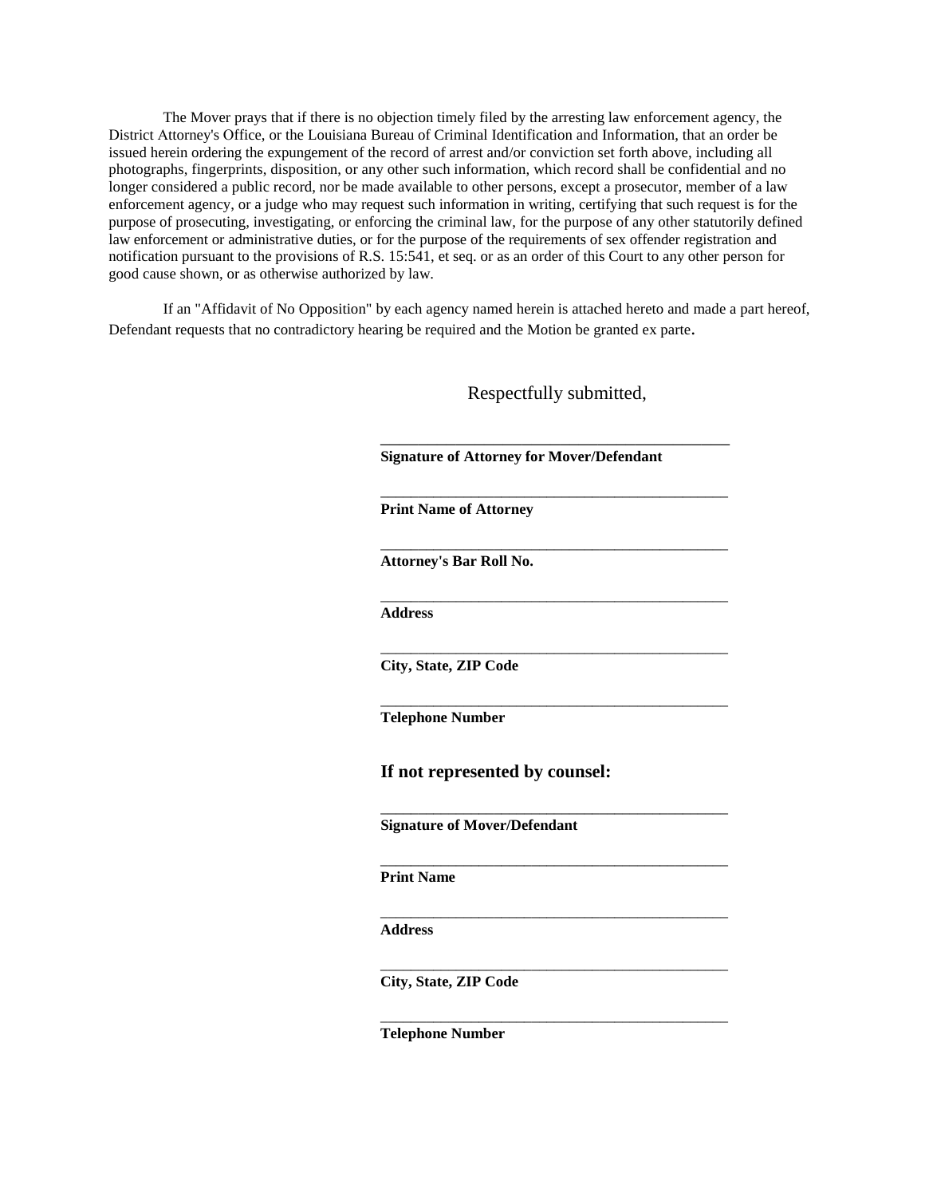The Mover prays that if there is no objection timely filed by the arresting law enforcement agency, the District Attorney's Office, or the Louisiana Bureau of Criminal Identification and Information, that an order be issued herein ordering the expungement of the record of arrest and/or conviction set forth above, including all photographs, fingerprints, disposition, or any other such information, which record shall be confidential and no longer considered a public record, nor be made available to other persons, except a prosecutor, member of a law enforcement agency, or a judge who may request such information in writing, certifying that such request is for the purpose of prosecuting, investigating, or enforcing the criminal law, for the purpose of any other statutorily defined law enforcement or administrative duties, or for the purpose of the requirements of sex offender registration and notification pursuant to the provisions of R.S. 15:541, et seq. or as an order of this Court to any other person for good cause shown, or as otherwise authorized by law.

If an "Affidavit of No Opposition" by each agency named herein is attached hereto and made a part hereof, Defendant requests that no contradictory hearing be required and the Motion be granted ex parte.

Respectfully submitted,

\_\_\_\_\_\_\_\_\_\_\_\_\_\_\_\_\_\_\_\_\_\_\_\_\_\_\_\_\_\_\_\_\_\_\_\_\_\_\_\_\_\_\_\_
**Signature of Attorney for Mover/Defendant**

\_\_\_\_\_\_\_\_\_\_\_\_\_\_\_\_\_\_\_\_\_\_\_\_\_\_\_\_\_\_\_\_\_\_\_\_\_\_\_\_\_\_\_\_
**Print Name of Attorney**

\_\_\_\_\_\_\_\_\_\_\_\_\_\_\_\_\_\_\_\_\_\_\_\_\_\_\_\_\_\_\_\_\_\_\_\_\_\_\_\_\_\_\_\_
**Attorney's Bar Roll No.**

\_\_\_\_\_\_\_\_\_\_\_\_\_\_\_\_\_\_\_\_\_\_\_\_\_\_\_\_\_\_\_\_\_\_\_\_\_\_\_\_\_\_\_\_
**Address**

\_\_\_\_\_\_\_\_\_\_\_\_\_\_\_\_\_\_\_\_\_\_\_\_\_\_\_\_\_\_\_\_\_\_\_\_\_\_\_\_\_\_\_\_
**City, State, ZIP Code**

\_\_\_\_\_\_\_\_\_\_\_\_\_\_\_\_\_\_\_\_\_\_\_\_\_\_\_\_\_\_\_\_\_\_\_\_\_\_\_\_\_\_\_\_
**Telephone Number**

### If not represented by counsel:

\_\_\_\_\_\_\_\_\_\_\_\_\_\_\_\_\_\_\_\_\_\_\_\_\_\_\_\_\_\_\_\_\_\_\_\_\_\_\_\_\_\_\_\_
**Signature of Mover/Defendant**

\_\_\_\_\_\_\_\_\_\_\_\_\_\_\_\_\_\_\_\_\_\_\_\_\_\_\_\_\_\_\_\_\_\_\_\_\_\_\_\_\_\_\_\_
**Print Name**

\_\_\_\_\_\_\_\_\_\_\_\_\_\_\_\_\_\_\_\_\_\_\_\_\_\_\_\_\_\_\_\_\_\_\_\_\_\_\_\_\_\_\_\_
**Address**

\_\_\_\_\_\_\_\_\_\_\_\_\_\_\_\_\_\_\_\_\_\_\_\_\_\_\_\_\_\_\_\_\_\_\_\_\_\_\_\_\_\_\_\_
**City, State, ZIP Code**

\_\_\_\_\_\_\_\_\_\_\_\_\_\_\_\_\_\_\_\_\_\_\_\_\_\_\_\_\_\_\_\_\_\_\_\_\_\_\_\_\_\_\_\_
**Telephone Number**